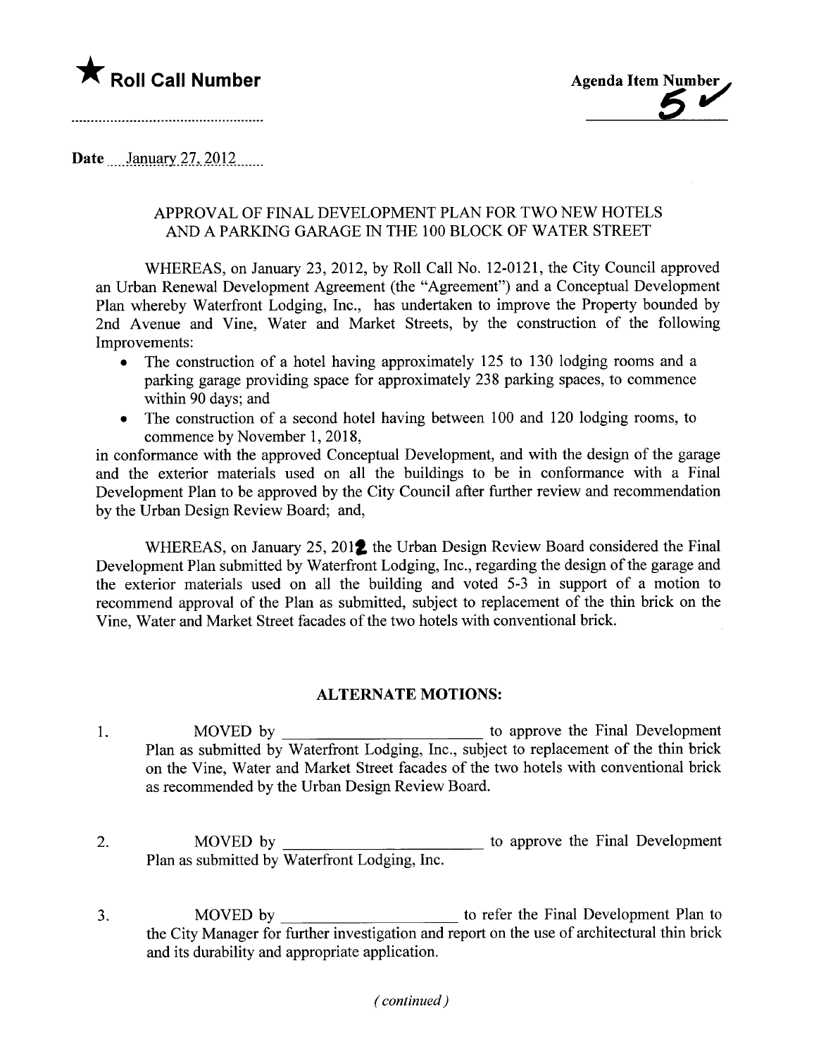★ **Roll Call Number**

..................................................

**Agenda Item Number**
5 ✓

**Date** January 27, 2012

### APPROVAL OF FINAL DEVELOPMENT PLAN FOR TWO NEW HOTELS AND A PARKING GARAGE IN THE 100 BLOCK OF WATER STREET

WHEREAS, on January 23, 2012, by Roll Call No. 12-0121, the City Council approved an Urban Renewal Development Agreement (the "Agreement") and a Conceptual Development Plan whereby Waterfront Lodging, Inc., has undertaken to improve the Property bounded by 2nd Avenue and Vine, Water and Market Streets, by the construction of the following Improvements:

- The construction of a hotel having approximately 125 to 130 lodging rooms and a parking garage providing space for approximately 238 parking spaces, to commence within 90 days; and
- The construction of a second hotel having between 100 and 120 lodging rooms, to commence by November 1, 2018,

in conformance with the approved Conceptual Development, and with the design of the garage and the exterior materials used on all the buildings to be in conformance with a Final Development Plan to be approved by the City Council after further review and recommendation by the Urban Design Review Board; and,

WHEREAS, on January 25, 2012 the Urban Design Review Board considered the Final Development Plan submitted by Waterfront Lodging, Inc., regarding the design of the garage and the exterior materials used on all the building and voted 5-3 in support of a motion to recommend approval of the Plan as submitted, subject to replacement of the thin brick on the Vine, Water and Market Street facades of the two hotels with conventional brick.

### ALTERNATE MOTIONS:

1. MOVED by ________________________ to approve the Final Development Plan as submitted by Waterfront Lodging, Inc., subject to replacement of the thin brick on the Vine, Water and Market Street facades of the two hotels with conventional brick as recommended by the Urban Design Review Board.

2. MOVED by ________________________ to approve the Final Development Plan as submitted by Waterfront Lodging, Inc.

3. MOVED by ______________________ to refer the Final Development Plan to the City Manager for further investigation and report on the use of architectural thin brick and its durability and appropriate application.

*(continued)*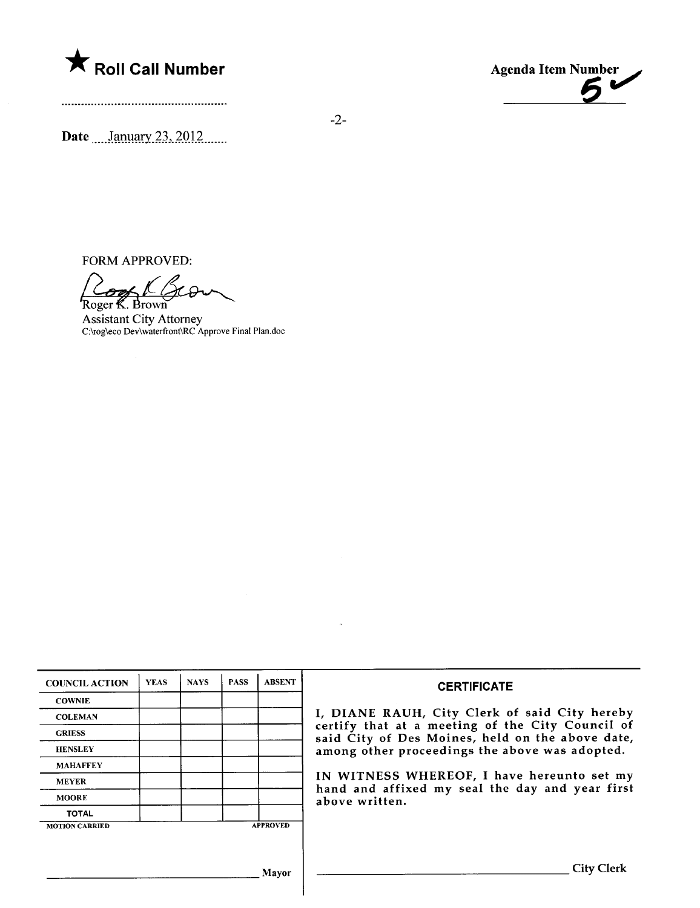★ **Roll Call Number**

..................................................

**Agenda Item Number**
5 ✓

Date ....January 23, 2012.......

FORM APPROVED:

Roger K. Brown
Assistant City Attorney
C:\rog\eco Dev\waterfront\RC Approve Final Plan.doc

| COUNCIL ACTION | YEAS | NAYS | PASS | ABSENT |
|---|---|---|---|---|
| COWNIE | | | | |
| COLEMAN | | | | |
| GRIESS | | | | |
| HENSLEY | | | | |
| MAHAFFEY | | | | |
| MEYER | | | | |
| MOORE | | | | |
| TOTAL | | | | |
| MOTION CARRIED | | | | APPROVED |

______________________________ Mayor

**CERTIFICATE**

I, DIANE RAUH, City Clerk of said City hereby certify that at a meeting of the City Council of said City of Des Moines, held on the above date, among other proceedings the above was adopted.

IN WITNESS WHEREOF, I have hereunto set my hand and affixed my seal the day and year first above written.

______________________________ City Clerk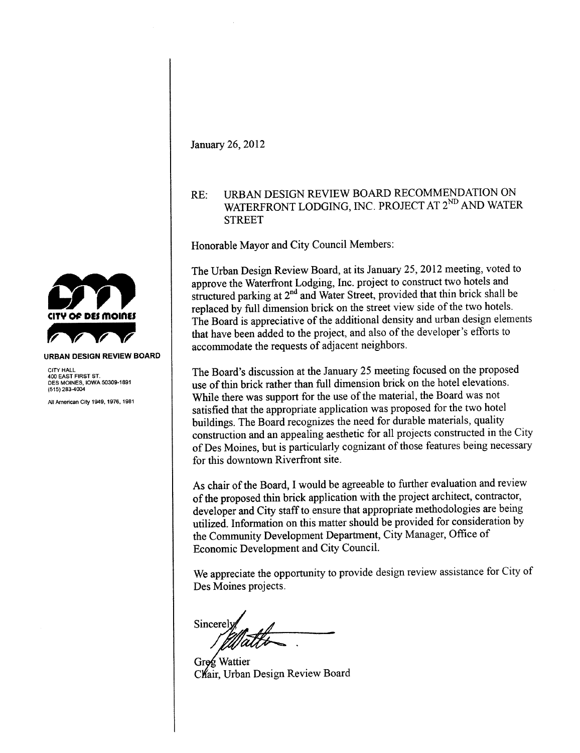CITY OF DES MOINES

**URBAN DESIGN REVIEW BOARD**

CITY HALL
400 EAST FIRST ST.
DES MOINES, IOWA 50309-1891
(515) 283-4004

All American City 1949, 1976, 1981

January 26, 2012

RE: URBAN DESIGN REVIEW BOARD RECOMMENDATION ON WATERFRONT LODGING, INC. PROJECT AT $2^{ND}$ AND WATER STREET

Honorable Mayor and City Council Members:

The Urban Design Review Board, at its January 25, 2012 meeting, voted to approve the Waterfront Lodging, Inc. project to construct two hotels and structured parking at $2^{nd}$ and Water Street, provided that thin brick shall be replaced by full dimension brick on the street view side of the two hotels. The Board is appreciative of the additional density and urban design elements that have been added to the project, and also of the developer's efforts to accommodate the requests of adjacent neighbors.

The Board's discussion at the January 25 meeting focused on the proposed use of thin brick rather than full dimension brick on the hotel elevations. While there was support for the use of the material, the Board was not satisfied that the appropriate application was proposed for the two hotel buildings. The Board recognizes the need for durable materials, quality construction and an appealing aesthetic for all projects constructed in the City of Des Moines, but is particularly cognizant of those features being necessary for this downtown Riverfront site.

As chair of the Board, I would be agreeable to further evaluation and review of the proposed thin brick application with the project architect, contractor, developer and City staff to ensure that appropriate methodologies are being utilized. Information on this matter should be provided for consideration by the Community Development Department, City Manager, Office of Economic Development and City Council.

We appreciate the opportunity to provide design review assistance for City of Des Moines projects.

Sincerely,

Greg Wattier
Chair, Urban Design Review Board